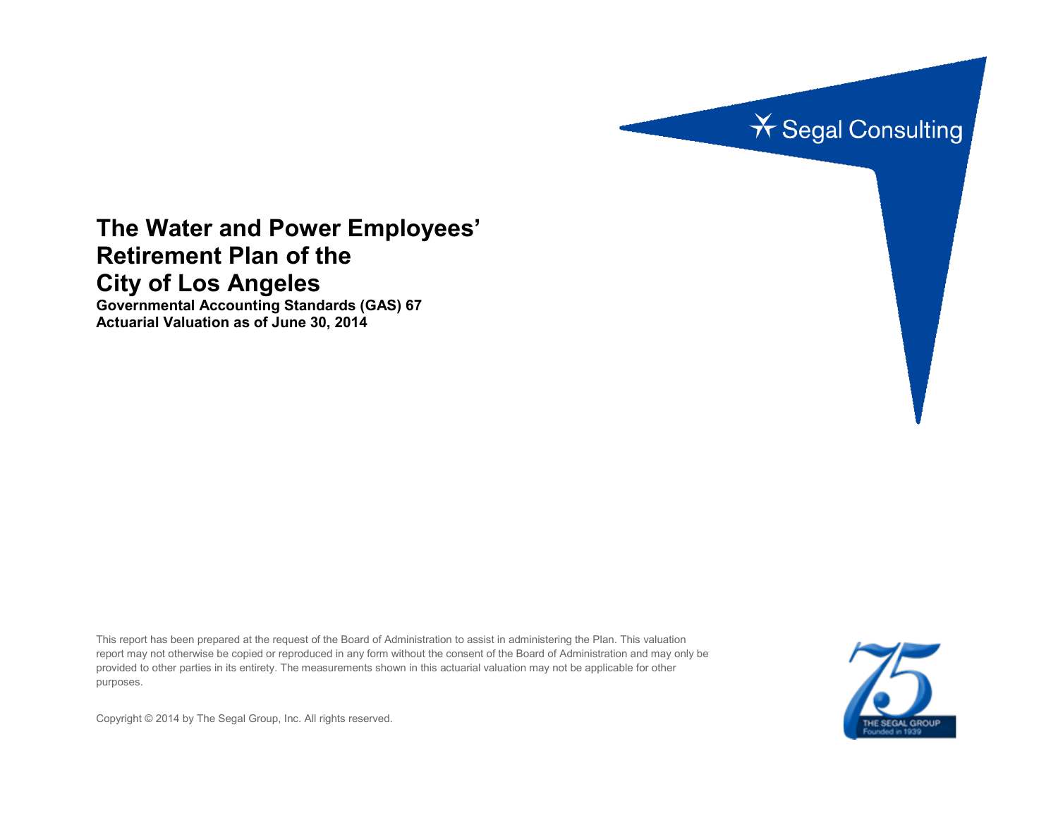Segal Consulting

# The Water and Power Employees' Retirement Plan of the City of Los Angeles

**Governmental Accounting Standards (GAS) 67**
**Actuarial Valuation as of June 30, 2014**

This report has been prepared at the request of the Board of Administration to assist in administering the Plan. This valuation report may not otherwise be copied or reproduced in any form without the consent of the Board of Administration and may only be provided to other parties in its entirety. The measurements shown in this actuarial valuation may not be applicable for other purposes.

Copyright © 2014 by The Segal Group, Inc. All rights reserved.

THE SEGAL GROUP
Founded in 1939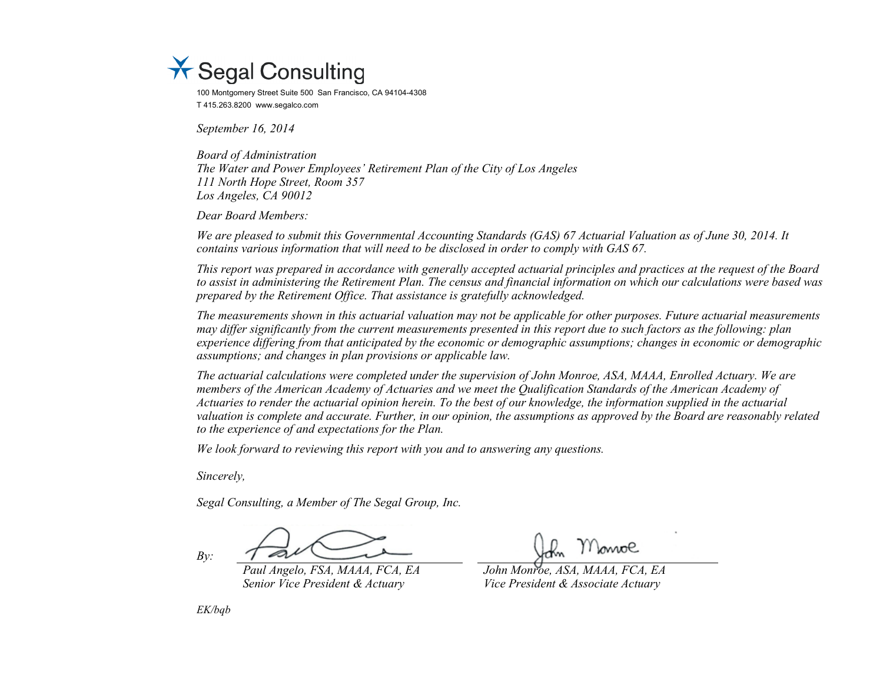Segal Consulting

100 Montgomery Street Suite 500 San Francisco, CA 94104-4308
T 415.263.8200 www.segalco.com

*September 16, 2014*

*Board of Administration*
*The Water and Power Employees' Retirement Plan of the City of Los Angeles*
*111 North Hope Street, Room 357*
*Los Angeles, CA 90012*

*Dear Board Members:*

*We are pleased to submit this Governmental Accounting Standards (GAS) 67 Actuarial Valuation as of June 30, 2014. It contains various information that will need to be disclosed in order to comply with GAS 67.*

*This report was prepared in accordance with generally accepted actuarial principles and practices at the request of the Board to assist in administering the Retirement Plan. The census and financial information on which our calculations were based was prepared by the Retirement Office. That assistance is gratefully acknowledged.*

*The measurements shown in this actuarial valuation may not be applicable for other purposes. Future actuarial measurements may differ significantly from the current measurements presented in this report due to such factors as the following: plan experience differing from that anticipated by the economic or demographic assumptions; changes in economic or demographic assumptions; and changes in plan provisions or applicable law.*

*The actuarial calculations were completed under the supervision of John Monroe, ASA, MAAA, Enrolled Actuary. We are members of the American Academy of Actuaries and we meet the Qualification Standards of the American Academy of Actuaries to render the actuarial opinion herein. To the best of our knowledge, the information supplied in the actuarial valuation is complete and accurate. Further, in our opinion, the assumptions as approved by the Board are reasonably related to the experience of and expectations for the Plan.*

*We look forward to reviewing this report with you and to answering any questions.*

*Sincerely,*

*Segal Consulting, a Member of The Segal Group, Inc.*

*By:*

*Paul Angelo, FSA, MAAA, FCA, EA*
*Senior Vice President & Actuary*

*John Monroe, ASA, MAAA, FCA, EA*
*Vice President & Associate Actuary*

*EK/bqb*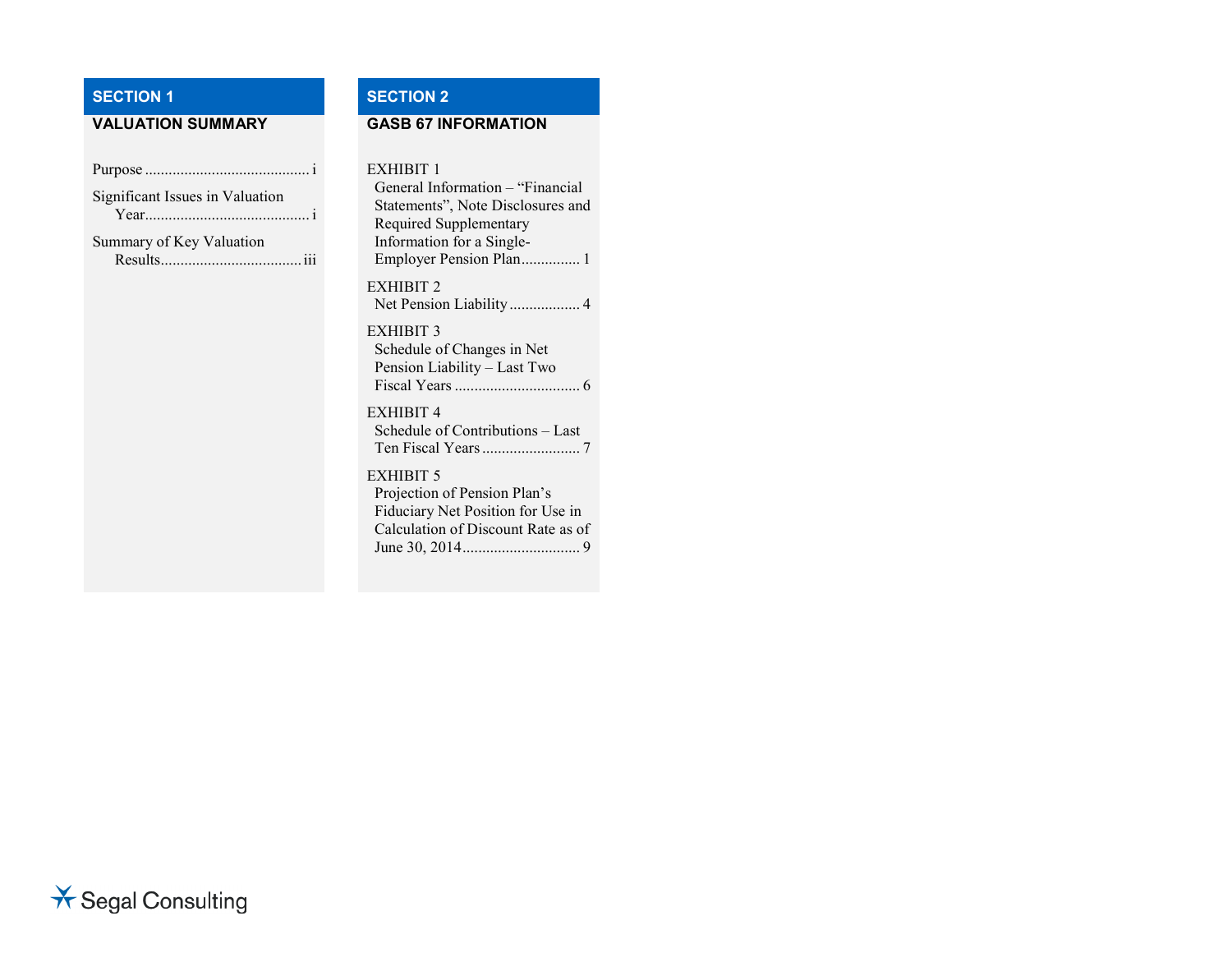## SECTION 1

**VALUATION SUMMARY**

Purpose .......................................... i

Significant Issues in Valuation Year.......................................... i

Summary of Key Valuation Results.................................... iii

## SECTION 2

**GASB 67 INFORMATION**

EXHIBIT 1
General Information – "Financial Statements", Note Disclosures and Required Supplementary Information for a Single-Employer Pension Plan.............. 1

EXHIBIT 2
Net Pension Liability................. 4

EXHIBIT 3
Schedule of Changes in Net Pension Liability – Last Two Fiscal Years ............................... 6

EXHIBIT 4
Schedule of Contributions – Last Ten Fiscal Years ........................ 7

EXHIBIT 5
Projection of Pension Plan's Fiduciary Net Position for Use in Calculation of Discount Rate as of June 30, 2014............................. 9

Segal Consulting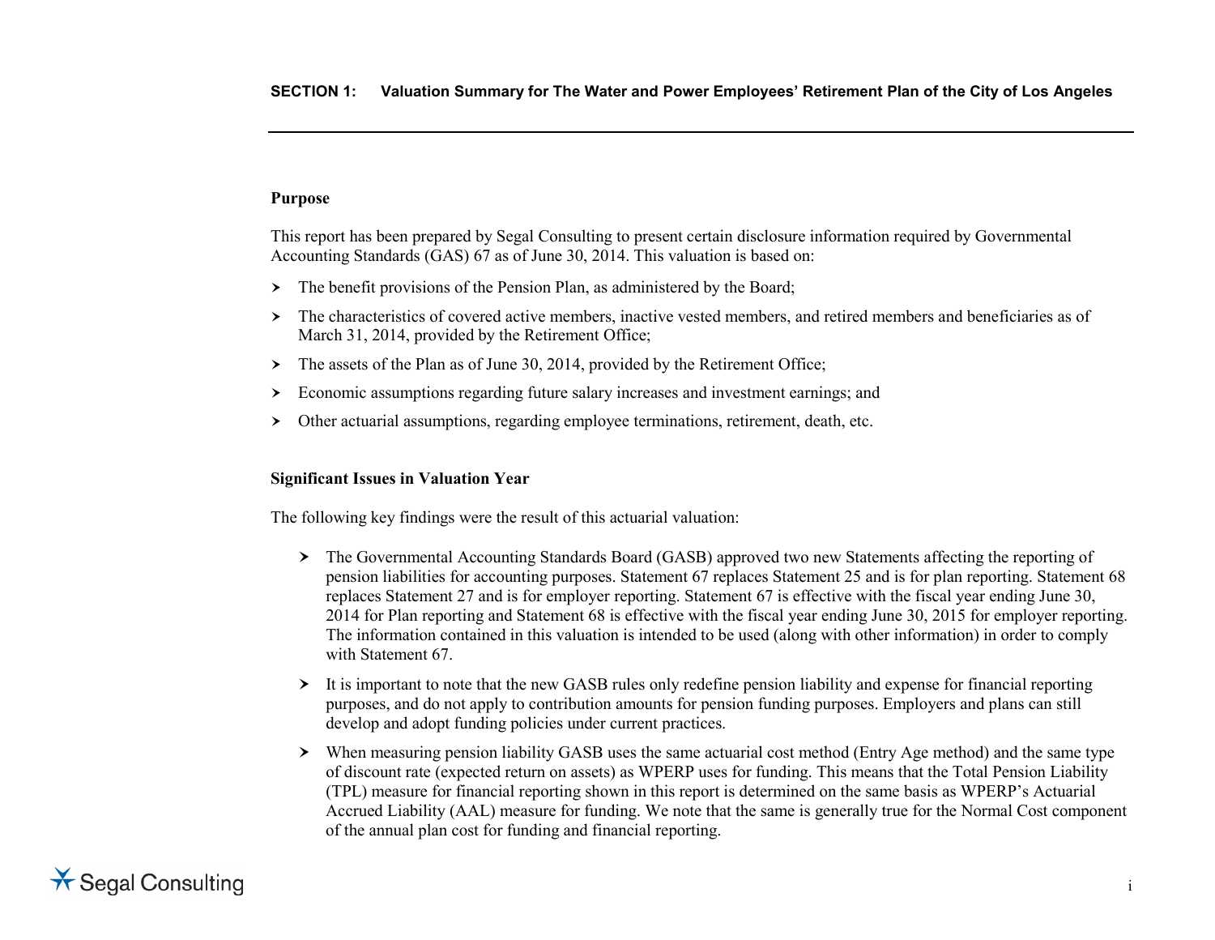## SECTION 1: Valuation Summary for The Water and Power Employees' Retirement Plan of the City of Los Angeles

**Purpose**

This report has been prepared by Segal Consulting to present certain disclosure information required by Governmental Accounting Standards (GAS) 67 as of June 30, 2014. This valuation is based on:

- The benefit provisions of the Pension Plan, as administered by the Board;
- The characteristics of covered active members, inactive vested members, and retired members and beneficiaries as of March 31, 2014, provided by the Retirement Office;
- The assets of the Plan as of June 30, 2014, provided by the Retirement Office;
- Economic assumptions regarding future salary increases and investment earnings; and
- Other actuarial assumptions, regarding employee terminations, retirement, death, etc.

**Significant Issues in Valuation Year**

The following key findings were the result of this actuarial valuation:

- The Governmental Accounting Standards Board (GASB) approved two new Statements affecting the reporting of pension liabilities for accounting purposes. Statement 67 replaces Statement 25 and is for plan reporting. Statement 68 replaces Statement 27 and is for employer reporting. Statement 67 is effective with the fiscal year ending June 30, 2014 for Plan reporting and Statement 68 is effective with the fiscal year ending June 30, 2015 for employer reporting. The information contained in this valuation is intended to be used (along with other information) in order to comply with Statement 67.
- It is important to note that the new GASB rules only redefine pension liability and expense for financial reporting purposes, and do not apply to contribution amounts for pension funding purposes. Employers and plans can still develop and adopt funding policies under current practices.
- When measuring pension liability GASB uses the same actuarial cost method (Entry Age method) and the same type of discount rate (expected return on assets) as WPERP uses for funding. This means that the Total Pension Liability (TPL) measure for financial reporting shown in this report is determined on the same basis as WPERP's Actuarial Accrued Liability (AAL) measure for funding. We note that the same is generally true for the Normal Cost component of the annual plan cost for funding and financial reporting.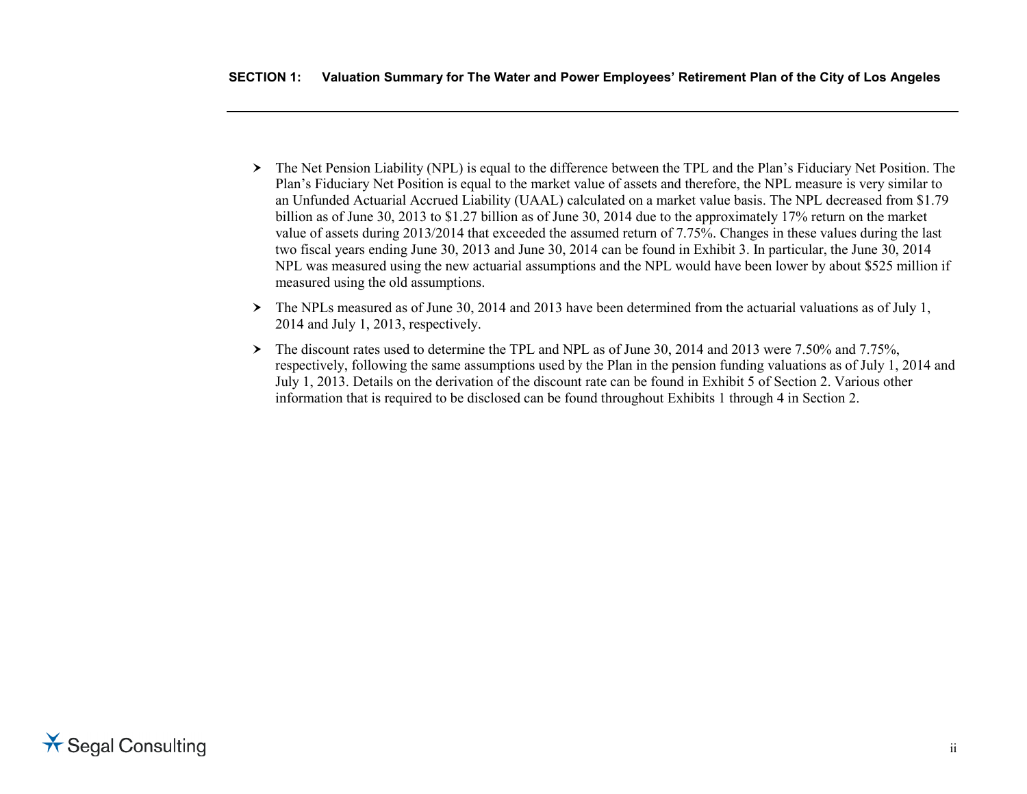- The Net Pension Liability (NPL) is equal to the difference between the TPL and the Plan's Fiduciary Net Position. The Plan's Fiduciary Net Position is equal to the market value of assets and therefore, the NPL measure is very similar to an Unfunded Actuarial Accrued Liability (UAAL) calculated on a market value basis. The NPL decreased from $1.79 billion as of June 30, 2013 to $1.27 billion as of June 30, 2014 due to the approximately 17% return on the market value of assets during 2013/2014 that exceeded the assumed return of 7.75%. Changes in these values during the last two fiscal years ending June 30, 2013 and June 30, 2014 can be found in Exhibit 3. In particular, the June 30, 2014 NPL was measured using the new actuarial assumptions and the NPL would have been lower by about $525 million if measured using the old assumptions.
- The NPLs measured as of June 30, 2014 and 2013 have been determined from the actuarial valuations as of July 1, 2014 and July 1, 2013, respectively.
- The discount rates used to determine the TPL and NPL as of June 30, 2014 and 2013 were 7.50% and 7.75%, respectively, following the same assumptions used by the Plan in the pension funding valuations as of July 1, 2014 and July 1, 2013. Details on the derivation of the discount rate can be found in Exhibit 5 of Section 2. Various other information that is required to be disclosed can be found throughout Exhibits 1 through 4 in Section 2.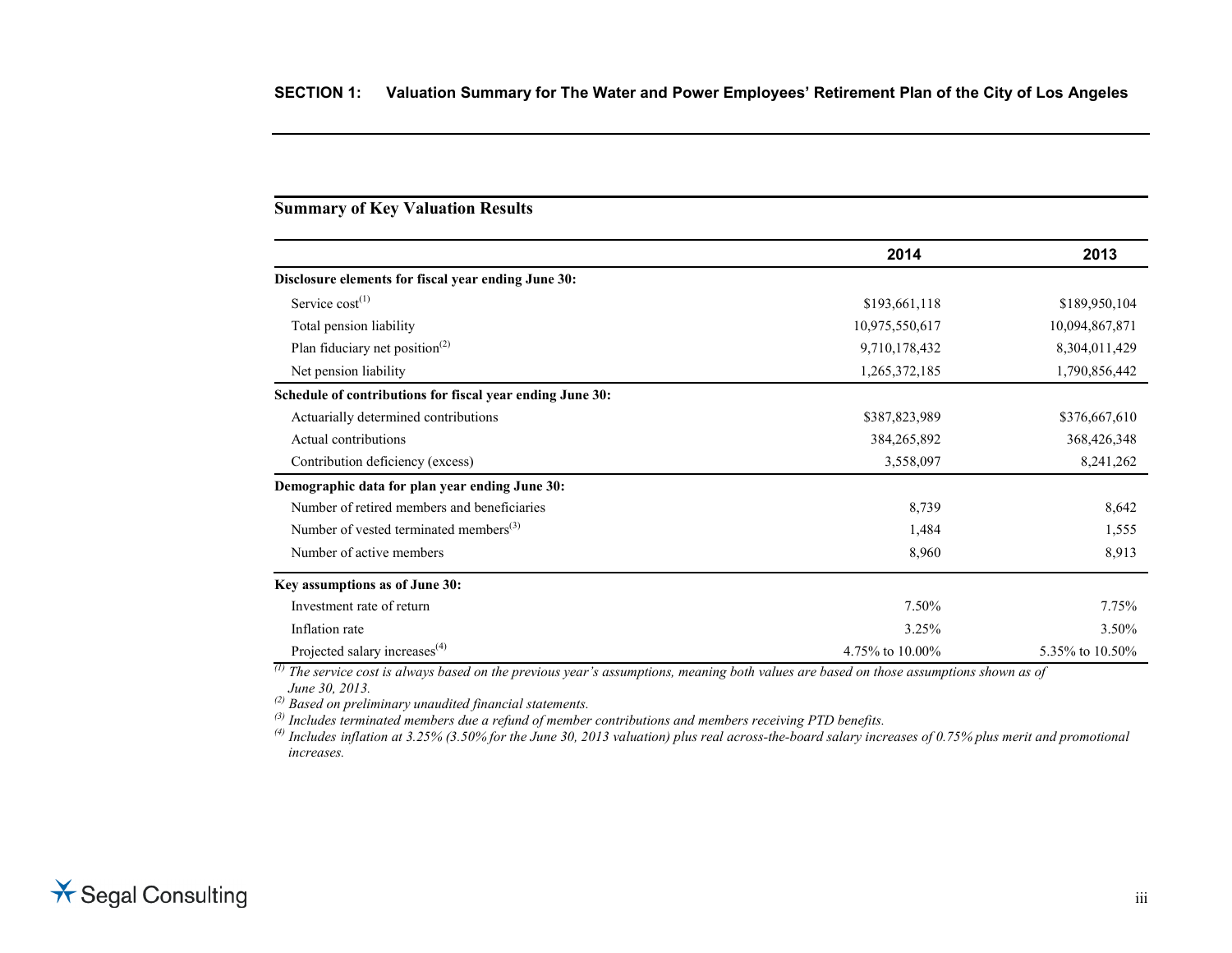## SECTION 1: Valuation Summary for The Water and Power Employees' Retirement Plan of the City of Los Angeles

### Summary of Key Valuation Results

| | 2014 | 2013 |
|---|---|---|
| **Disclosure elements for fiscal year ending June 30:** | | |
| Service cost[1] | $193,661,118 | $189,950,104 |
| Total pension liability | 10,975,550,617 | 10,094,867,871 |
| Plan fiduciary net position[2] | 9,710,178,432 | 8,304,011,429 |
| Net pension liability | 1,265,372,185 | 1,790,856,442 |
| **Schedule of contributions for fiscal year ending June 30:** | | |
| Actuarially determined contributions | $387,823,989 | $376,667,610 |
| Actual contributions | 384,265,892 | 368,426,348 |
| Contribution deficiency (excess) | 3,558,097 | 8,241,262 |
| **Demographic data for plan year ending June 30:** | | |
| Number of retired members and beneficiaries | 8,739 | 8,642 |
| Number of vested terminated members[3] | 1,484 | 1,555 |
| Number of active members | 8,960 | 8,913 |
| **Key assumptions as of June 30:** | | |
| Investment rate of return | 7.50% | 7.75% |
| Inflation rate | 3.25% | 3.50% |
| Projected salary increases[4] | 4.75% to 10.00% | 5.35% to 10.50% |

*[1] The service cost is always based on the previous year's assumptions, meaning both values are based on those assumptions shown as of June 30, 2013.*

*[2] Based on preliminary unaudited financial statements.*

*[3] Includes terminated members due a refund of member contributions and members receiving PTD benefits.*

*[4] Includes inflation at 3.25% (3.50% for the June 30, 2013 valuation) plus real across-the-board salary increases of 0.75% plus merit and promotional increases.*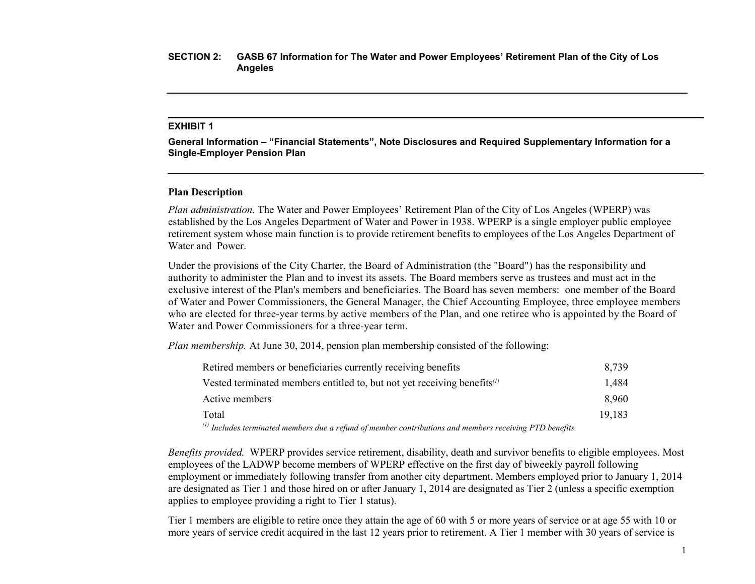**SECTION 2: GASB 67 Information for The Water and Power Employees' Retirement Plan of the City of Los Angeles**

### EXHIBIT 1

**General Information – "Financial Statements", Note Disclosures and Required Supplementary Information for a Single-Employer Pension Plan**

**Plan Description**

*Plan administration.* The Water and Power Employees' Retirement Plan of the City of Los Angeles (WPERP) was established by the Los Angeles Department of Water and Power in 1938. WPERP is a single employer public employee retirement system whose main function is to provide retirement benefits to employees of the Los Angeles Department of Water and Power.

Under the provisions of the City Charter, the Board of Administration (the "Board") has the responsibility and authority to administer the Plan and to invest its assets. The Board members serve as trustees and must act in the exclusive interest of the Plan's members and beneficiaries. The Board has seven members: one member of the Board of Water and Power Commissioners, the General Manager, the Chief Accounting Employee, three employee members who are elected for three-year terms by active members of the Plan, and one retiree who is appointed by the Board of Water and Power Commissioners for a three-year term.

*Plan membership.* At June 30, 2014, pension plan membership consisted of the following:

| | |
|---|---|
| Retired members or beneficiaries currently receiving benefits | 8,739 |
| Vested terminated members entitled to, but not yet receiving benefits[(1)] | 1,484 |
| Active members | 8,960 |
| Total | 19,183 |

*[(1)] Includes terminated members due a refund of member contributions and members receiving PTD benefits.*

*Benefits provided.* WPERP provides service retirement, disability, death and survivor benefits to eligible employees. Most employees of the LADWP become members of WPERP effective on the first day of biweekly payroll following employment or immediately following transfer from another city department. Members employed prior to January 1, 2014 are designated as Tier 1 and those hired on or after January 1, 2014 are designated as Tier 2 (unless a specific exemption applies to employee providing a right to Tier 1 status).

Tier 1 members are eligible to retire once they attain the age of 60 with 5 or more years of service or at age 55 with 10 or more years of service credit acquired in the last 12 years prior to retirement. A Tier 1 member with 30 years of service is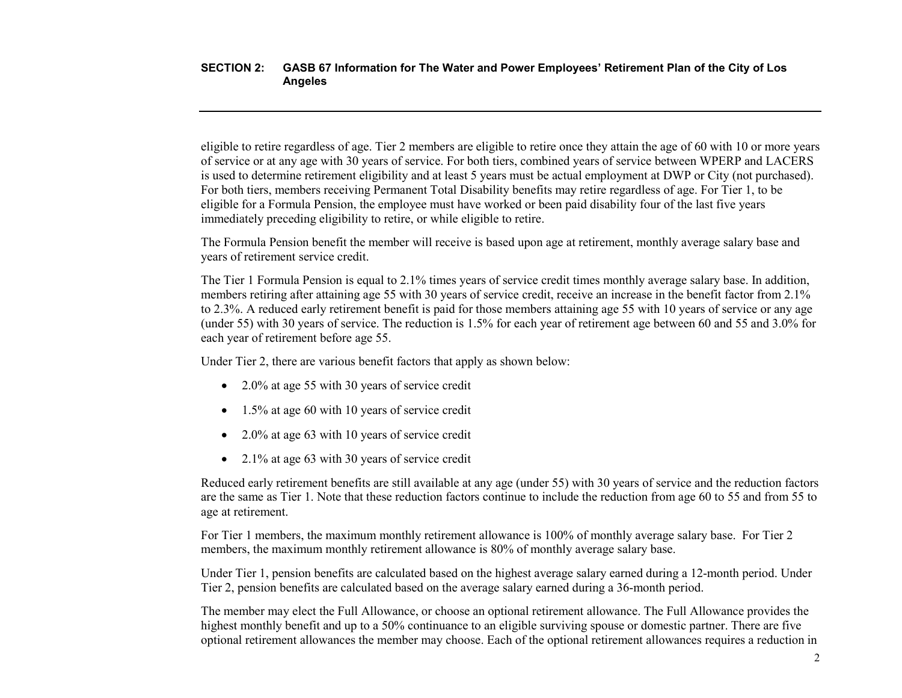eligible to retire regardless of age. Tier 2 members are eligible to retire once they attain the age of 60 with 10 or more years of service or at any age with 30 years of service. For both tiers, combined years of service between WPERP and LACERS is used to determine retirement eligibility and at least 5 years must be actual employment at DWP or City (not purchased). For both tiers, members receiving Permanent Total Disability benefits may retire regardless of age. For Tier 1, to be eligible for a Formula Pension, the employee must have worked or been paid disability four of the last five years immediately preceding eligibility to retire, or while eligible to retire.

The Formula Pension benefit the member will receive is based upon age at retirement, monthly average salary base and years of retirement service credit.

The Tier 1 Formula Pension is equal to 2.1% times years of service credit times monthly average salary base. In addition, members retiring after attaining age 55 with 30 years of service credit, receive an increase in the benefit factor from 2.1% to 2.3%. A reduced early retirement benefit is paid for those members attaining age 55 with 10 years of service or any age (under 55) with 30 years of service. The reduction is 1.5% for each year of retirement age between 60 and 55 and 3.0% for each year of retirement before age 55.

Under Tier 2, there are various benefit factors that apply as shown below:

- 2.0% at age 55 with 30 years of service credit
- 1.5% at age 60 with 10 years of service credit
- 2.0% at age 63 with 10 years of service credit
- 2.1% at age 63 with 30 years of service credit

Reduced early retirement benefits are still available at any age (under 55) with 30 years of service and the reduction factors are the same as Tier 1. Note that these reduction factors continue to include the reduction from age 60 to 55 and from 55 to age at retirement.

For Tier 1 members, the maximum monthly retirement allowance is 100% of monthly average salary base. For Tier 2 members, the maximum monthly retirement allowance is 80% of monthly average salary base.

Under Tier 1, pension benefits are calculated based on the highest average salary earned during a 12-month period. Under Tier 2, pension benefits are calculated based on the average salary earned during a 36-month period.

The member may elect the Full Allowance, or choose an optional retirement allowance. The Full Allowance provides the highest monthly benefit and up to a 50% continuance to an eligible surviving spouse or domestic partner. There are five optional retirement allowances the member may choose. Each of the optional retirement allowances requires a reduction in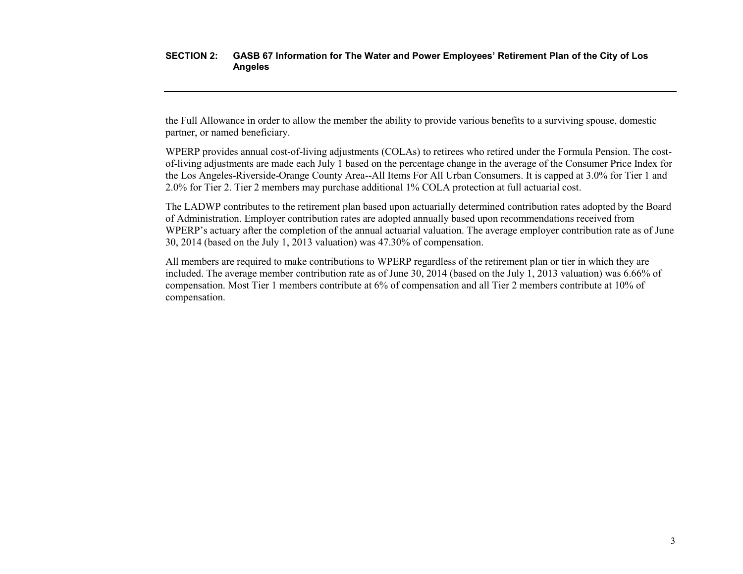the Full Allowance in order to allow the member the ability to provide various benefits to a surviving spouse, domestic partner, or named beneficiary.

WPERP provides annual cost-of-living adjustments (COLAs) to retirees who retired under the Formula Pension. The cost-of-living adjustments are made each July 1 based on the percentage change in the average of the Consumer Price Index for the Los Angeles-Riverside-Orange County Area--All Items For All Urban Consumers. It is capped at 3.0% for Tier 1 and 2.0% for Tier 2. Tier 2 members may purchase additional 1% COLA protection at full actuarial cost.

The LADWP contributes to the retirement plan based upon actuarially determined contribution rates adopted by the Board of Administration. Employer contribution rates are adopted annually based upon recommendations received from WPERP's actuary after the completion of the annual actuarial valuation. The average employer contribution rate as of June 30, 2014 (based on the July 1, 2013 valuation) was 47.30% of compensation.

All members are required to make contributions to WPERP regardless of the retirement plan or tier in which they are included. The average member contribution rate as of June 30, 2014 (based on the July 1, 2013 valuation) was 6.66% of compensation. Most Tier 1 members contribute at 6% of compensation and all Tier 2 members contribute at 10% of compensation.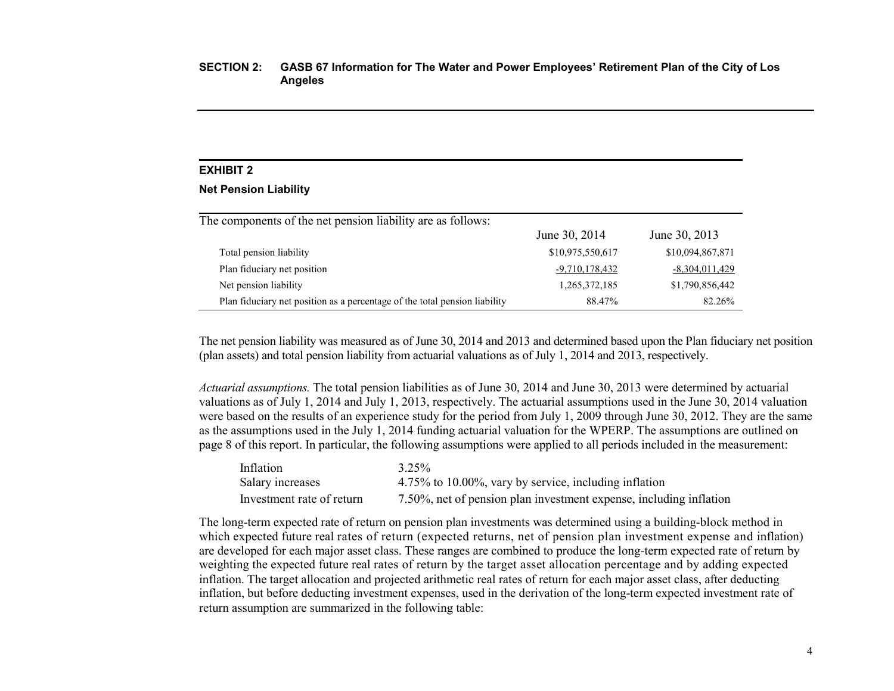## SECTION 2: GASB 67 Information for The Water and Power Employees' Retirement Plan of the City of Los Angeles

### EXHIBIT 2

**Net Pension Liability**

| The components of the net pension liability are as follows: | June 30, 2014 | June 30, 2013 |
|---|---|---|
| Total pension liability | $10,975,550,617 | $10,094,867,871 |
| Plan fiduciary net position | -9,710,178,432 | -8,304,011,429 |
| Net pension liability | 1,265,372,185 | $1,790,856,442 |
| Plan fiduciary net position as a percentage of the total pension liability | 88.47% | 82.26% |

The net pension liability was measured as of June 30, 2014 and 2013 and determined based upon the Plan fiduciary net position (plan assets) and total pension liability from actuarial valuations as of July 1, 2014 and 2013, respectively.

*Actuarial assumptions.* The total pension liabilities as of June 30, 2014 and June 30, 2013 were determined by actuarial valuations as of July 1, 2014 and July 1, 2013, respectively. The actuarial assumptions used in the June 30, 2014 valuation were based on the results of an experience study for the period from July 1, 2009 through June 30, 2012. They are the same as the assumptions used in the July 1, 2014 funding actuarial valuation for the WPERP. The assumptions are outlined on page 8 of this report. In particular, the following assumptions were applied to all periods included in the measurement:

| | |
|---|---|
| Inflation | 3.25% |
| Salary increases | 4.75% to 10.00%, vary by service, including inflation |
| Investment rate of return | 7.50%, net of pension plan investment expense, including inflation |

The long-term expected rate of return on pension plan investments was determined using a building-block method in which expected future real rates of return (expected returns, net of pension plan investment expense and inflation) are developed for each major asset class. These ranges are combined to produce the long-term expected rate of return by weighting the expected future real rates of return by the target asset allocation percentage and by adding expected inflation. The target allocation and projected arithmetic real rates of return for each major asset class, after deducting inflation, but before deducting investment expenses, used in the derivation of the long-term expected investment rate of return assumption are summarized in the following table: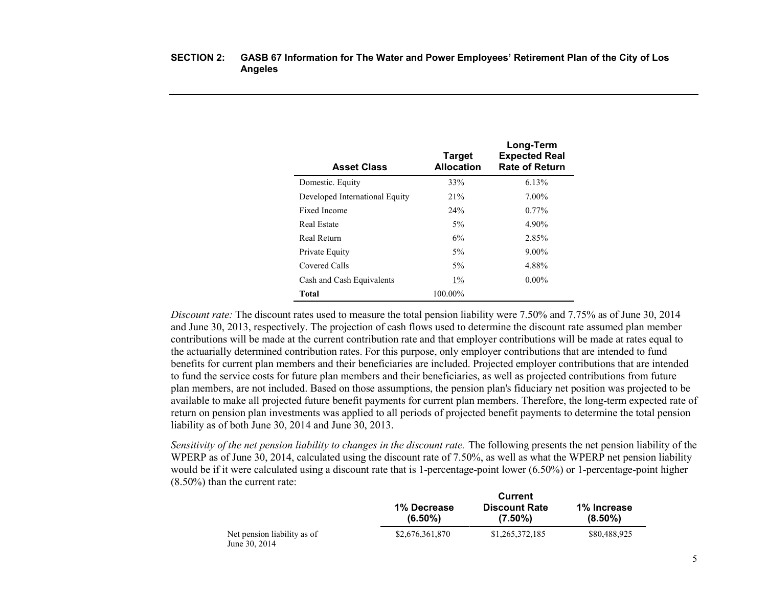## SECTION 2: GASB 67 Information for The Water and Power Employees' Retirement Plan of the City of Los Angeles

| Asset Class | Target Allocation | Long-Term Expected Real Rate of Return |
|---|---|---|
| Domestic. Equity | 33% | 6.13% |
| Developed International Equity | 21% | 7.00% |
| Fixed Income | 24% | 0.77% |
| Real Estate | 5% | 4.90% |
| Real Return | 6% | 2.85% |
| Private Equity | 5% | 9.00% |
| Covered Calls | 5% | 4.88% |
| Cash and Cash Equivalents | 1% | 0.00% |
| **Total** | 100.00% | |

*Discount rate:* The discount rates used to measure the total pension liability were 7.50% and 7.75% as of June 30, 2014 and June 30, 2013, respectively. The projection of cash flows used to determine the discount rate assumed plan member contributions will be made at the current contribution rate and that employer contributions will be made at rates equal to the actuarially determined contribution rates. For this purpose, only employer contributions that are intended to fund benefits for current plan members and their beneficiaries are included. Projected employer contributions that are intended to fund the service costs for future plan members and their beneficiaries, as well as projected contributions from future plan members, are not included. Based on those assumptions, the pension plan's fiduciary net position was projected to be available to make all projected future benefit payments for current plan members. Therefore, the long-term expected rate of return on pension plan investments was applied to all periods of projected benefit payments to determine the total pension liability as of both June 30, 2014 and June 30, 2013.

*Sensitivity of the net pension liability to changes in the discount rate.* The following presents the net pension liability of the WPERP as of June 30, 2014, calculated using the discount rate of 7.50%, as well as what the WPERP net pension liability would be if it were calculated using a discount rate that is 1-percentage-point lower (6.50%) or 1-percentage-point higher (8.50%) than the current rate:

| | 1% Decrease (6.50%) | Current Discount Rate (7.50%) | 1% Increase (8.50%) |
|---|---|---|---|
| Net pension liability as of June 30, 2014 | $2,676,361,870 | $1,265,372,185 | $80,488,925 |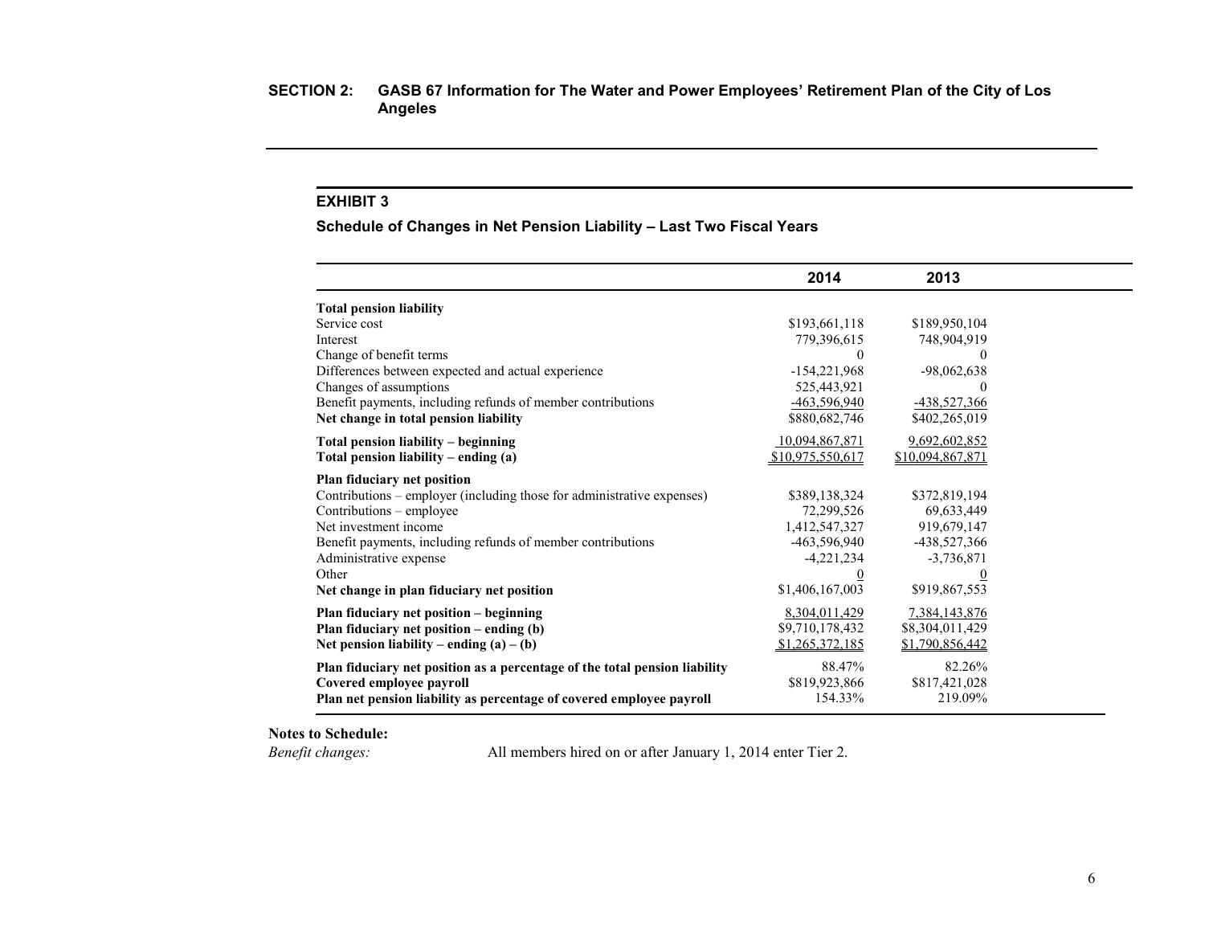## SECTION 2: GASB 67 Information for The Water and Power Employees' Retirement Plan of the City of Los Angeles

### EXHIBIT 3

**Schedule of Changes in Net Pension Liability – Last Two Fiscal Years**

| | 2014 | 2013 |
|---|---|---|
| **Total pension liability** | | |
| Service cost | $193,661,118 | $189,950,104 |
| Interest | 779,396,615 | 748,904,919 |
| Change of benefit terms | 0 | 0 |
| Differences between expected and actual experience | -154,221,968 | -98,062,638 |
| Changes of assumptions | 525,443,921 | 0 |
| Benefit payments, including refunds of member contributions | -463,596,940 | -438,527,366 |
| **Net change in total pension liability** | $880,682,746 | $402,265,019 |
| **Total pension liability – beginning** | 10,094,867,871 | 9,692,602,852 |
| **Total pension liability – ending (a)** | $10,975,550,617 | $10,094,867,871 |
| **Plan fiduciary net position** | | |
| Contributions – employer (including those for administrative expenses) | $389,138,324 | $372,819,194 |
| Contributions – employee | 72,299,526 | 69,633,449 |
| Net investment income | 1,412,547,327 | 919,679,147 |
| Benefit payments, including refunds of member contributions | -463,596,940 | -438,527,366 |
| Administrative expense | -4,221,234 | -3,736,871 |
| Other | 0 | 0 |
| **Net change in plan fiduciary net position** | $1,406,167,003 | $919,867,553 |
| **Plan fiduciary net position – beginning** | 8,304,011,429 | 7,384,143,876 |
| **Plan fiduciary net position – ending (b)** | $9,710,178,432 | $8,304,011,429 |
| **Net pension liability – ending (a) – (b)** | $1,265,372,185 | $1,790,856,442 |
| **Plan fiduciary net position as a percentage of the total pension liability** | 88.47% | 82.26% |
| **Covered employee payroll** | $819,923,866 | $817,421,028 |
| **Plan net pension liability as percentage of covered employee payroll** | 154.33% | 219.09% |

**Notes to Schedule:**

*Benefit changes:* All members hired on or after January 1, 2014 enter Tier 2.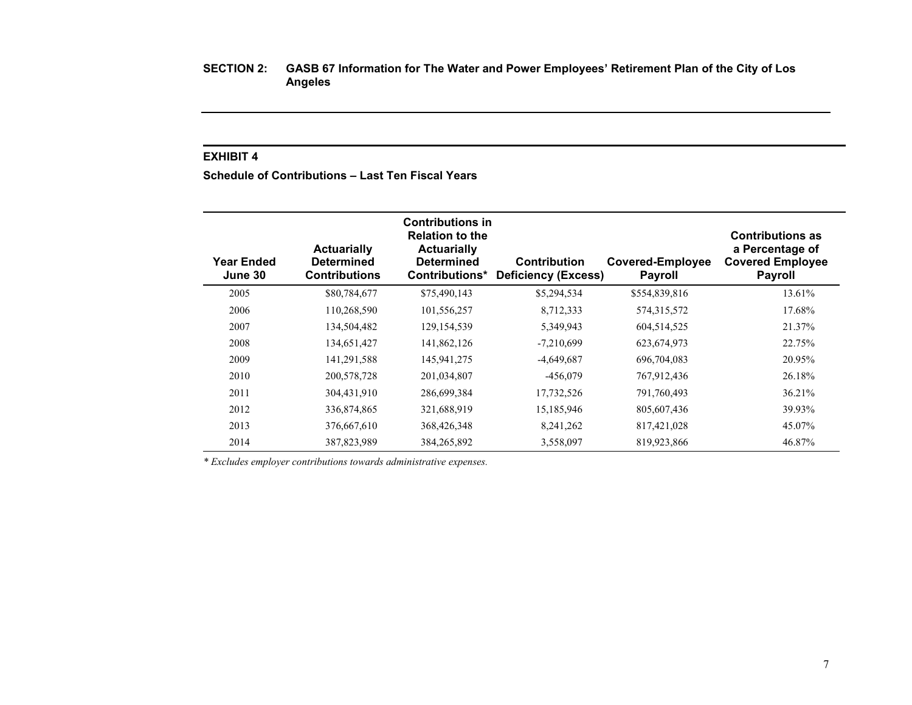**SECTION 2: GASB 67 Information for The Water and Power Employees' Retirement Plan of the City of Los Angeles**

**EXHIBIT 4**

**Schedule of Contributions – Last Ten Fiscal Years**

| Year Ended June 30 | Actuarially Determined Contributions | Contributions in Relation to the Actuarially Determined Contributions* | Contribution Deficiency (Excess) | Covered-Employee Payroll | Contributions as a Percentage of Covered Employee Payroll |
|---|---|---|---|---|---|
| 2005 | $80,784,677 | $75,490,143 | $5,294,534 | $554,839,816 | 13.61% |
| 2006 | 110,268,590 | 101,556,257 | 8,712,333 | 574,315,572 | 17.68% |
| 2007 | 134,504,482 | 129,154,539 | 5,349,943 | 604,514,525 | 21.37% |
| 2008 | 134,651,427 | 141,862,126 | -7,210,699 | 623,674,973 | 22.75% |
| 2009 | 141,291,588 | 145,941,275 | -4,649,687 | 696,704,083 | 20.95% |
| 2010 | 200,578,728 | 201,034,807 | -456,079 | 767,912,436 | 26.18% |
| 2011 | 304,431,910 | 286,699,384 | 17,732,526 | 791,760,493 | 36.21% |
| 2012 | 336,874,865 | 321,688,919 | 15,185,946 | 805,607,436 | 39.93% |
| 2013 | 376,667,610 | 368,426,348 | 8,241,262 | 817,421,028 | 45.07% |
| 2014 | 387,823,989 | 384,265,892 | 3,558,097 | 819,923,866 | 46.87% |

*\* Excludes employer contributions towards administrative expenses.*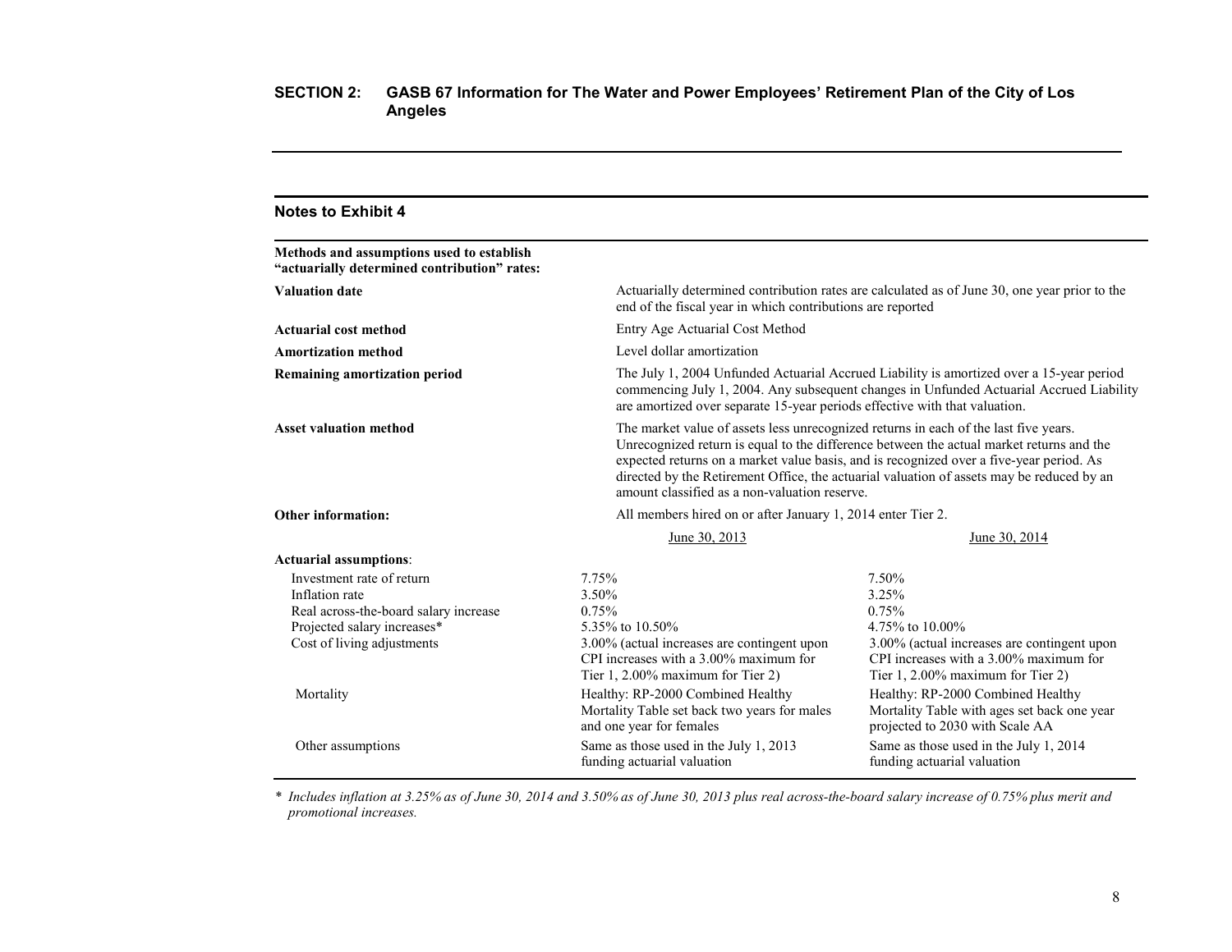## SECTION 2: GASB 67 Information for The Water and Power Employees' Retirement Plan of the City of Los Angeles

### Notes to Exhibit 4

**Methods and assumptions used to establish "actuarially determined contribution" rates:**

| | |
|---|---|
| **Valuation date** | Actuarially determined contribution rates are calculated as of June 30, one year prior to the end of the fiscal year in which contributions are reported |
| **Actuarial cost method** | Entry Age Actuarial Cost Method |
| **Amortization method** | Level dollar amortization |
| **Remaining amortization period** | The July 1, 2004 Unfunded Actuarial Accrued Liability is amortized over a 15-year period commencing July 1, 2004. Any subsequent changes in Unfunded Actuarial Accrued Liability are amortized over separate 15-year periods effective with that valuation. |
| **Asset valuation method** | The market value of assets less unrecognized returns in each of the last five years. Unrecognized return is equal to the difference between the actual market returns and the expected returns on a market value basis, and is recognized over a five-year period. As directed by the Retirement Office, the actuarial valuation of assets may be reduced by an amount classified as a non-valuation reserve. |
| **Other information:** | All members hired on or after January 1, 2014 enter Tier 2. |

| **Actuarial assumptions**: | June 30, 2013 | June 30, 2014 |
|---|---|---|
| Investment rate of return | 7.75% | 7.50% |
| Inflation rate | 3.50% | 3.25% |
| Real across-the-board salary increase | 0.75% | 0.75% |
| Projected salary increases* | 5.35% to 10.50% | 4.75% to 10.00% |
| Cost of living adjustments | 3.00% (actual increases are contingent upon CPI increases with a 3.00% maximum for Tier 1, 2.00% maximum for Tier 2) | 3.00% (actual increases are contingent upon CPI increases with a 3.00% maximum for Tier 1, 2.00% maximum for Tier 2) |
| Mortality | Healthy: RP-2000 Combined Healthy Mortality Table set back two years for males and one year for females | Healthy: RP-2000 Combined Healthy Mortality Table with ages set back one year projected to 2030 with Scale AA |
| Other assumptions | Same as those used in the July 1, 2013 funding actuarial valuation | Same as those used in the July 1, 2014 funding actuarial valuation |

*\* Includes inflation at 3.25% as of June 30, 2014 and 3.50% as of June 30, 2013 plus real across-the-board salary increase of 0.75% plus merit and promotional increases.*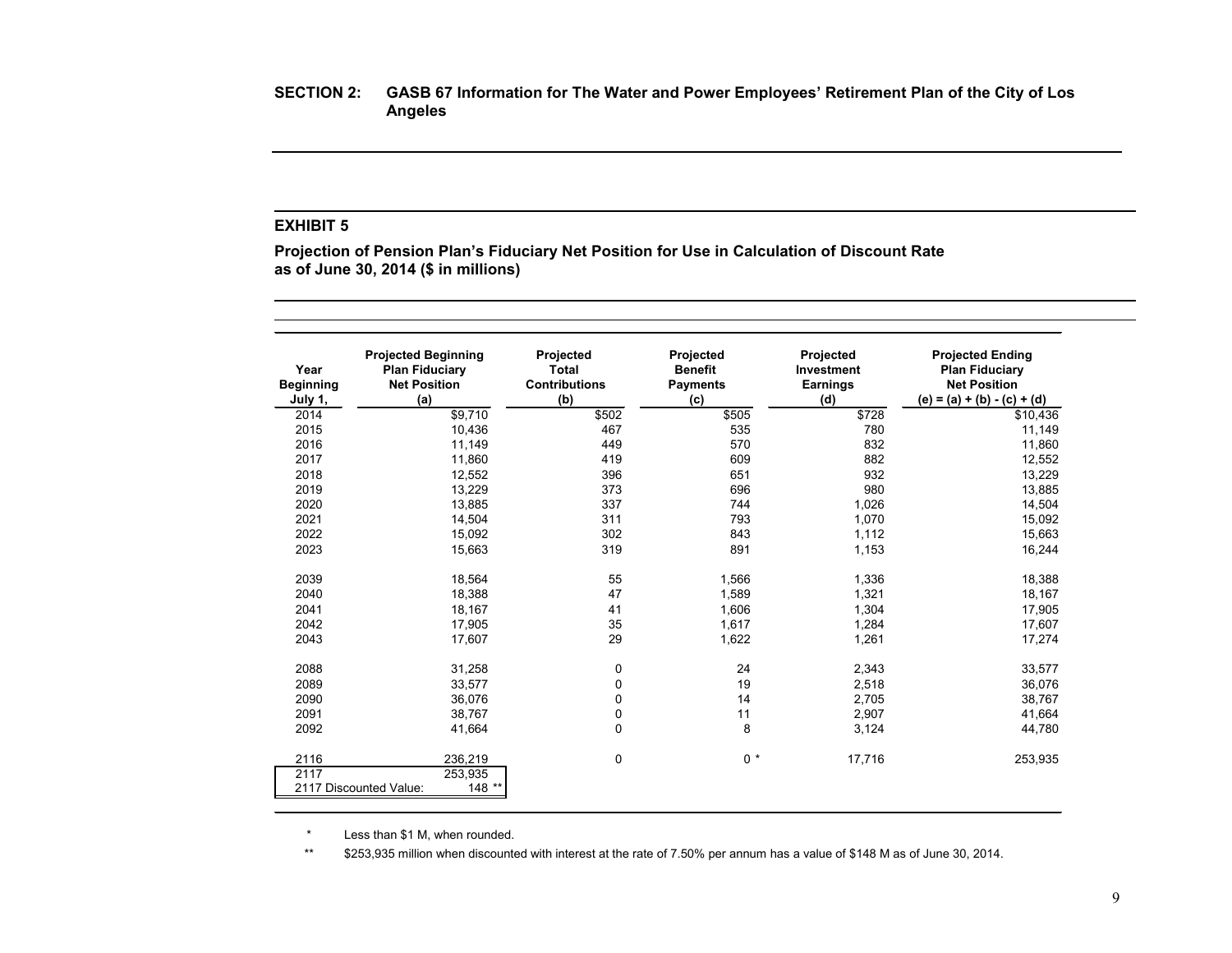**SECTION 2: GASB 67 Information for The Water and Power Employees' Retirement Plan of the City of Los Angeles**

## EXHIBIT 5

**Projection of Pension Plan's Fiduciary Net Position for Use in Calculation of Discount Rate as of June 30, 2014 ($ in millions)**

| Year Beginning July 1, | Projected Beginning Plan Fiduciary Net Position (a) | Projected Total Contributions (b) | Projected Benefit Payments (c) | Projected Investment Earnings (d) | Projected Ending Plan Fiduciary Net Position (e) = (a) + (b) - (c) + (d) |
|---|---|---|---|---|---|
| 2014 | $9,710 | $502 | $505 | $728 | $10,436 |
| 2015 | 10,436 | 467 | 535 | 780 | 11,149 |
| 2016 | 11,149 | 449 | 570 | 832 | 11,860 |
| 2017 | 11,860 | 419 | 609 | 882 | 12,552 |
| 2018 | 12,552 | 396 | 651 | 932 | 13,229 |
| 2019 | 13,229 | 373 | 696 | 980 | 13,885 |
| 2020 | 13,885 | 337 | 744 | 1,026 | 14,504 |
| 2021 | 14,504 | 311 | 793 | 1,070 | 15,092 |
| 2022 | 15,092 | 302 | 843 | 1,112 | 15,663 |
| 2023 | 15,663 | 319 | 891 | 1,153 | 16,244 |
| | | | | | |
| 2039 | 18,564 | 55 | 1,566 | 1,336 | 18,388 |
| 2040 | 18,388 | 47 | 1,589 | 1,321 | 18,167 |
| 2041 | 18,167 | 41 | 1,606 | 1,304 | 17,905 |
| 2042 | 17,905 | 35 | 1,617 | 1,284 | 17,607 |
| 2043 | 17,607 | 29 | 1,622 | 1,261 | 17,274 |
| | | | | | |
| 2088 | 31,258 | 0 | 24 | 2,343 | 33,577 |
| 2089 | 33,577 | 0 | 19 | 2,518 | 36,076 |
| 2090 | 36,076 | 0 | 14 | 2,705 | 38,767 |
| 2091 | 38,767 | 0 | 11 | 2,907 | 41,664 |
| 2092 | 41,664 | 0 | 8 | 3,124 | 44,780 |
| | | | | | |
| 2116 | 236,219 | 0 | 0 * | 17,716 | 253,935 |
| 2117 | 253,935 | | | | |
| 2117 Discounted Value: | 148 ** | | | | |

\* Less than $1 M, when rounded.

\*\* $253,935 million when discounted with interest at the rate of 7.50% per annum has a value of $148 M as of June 30, 2014.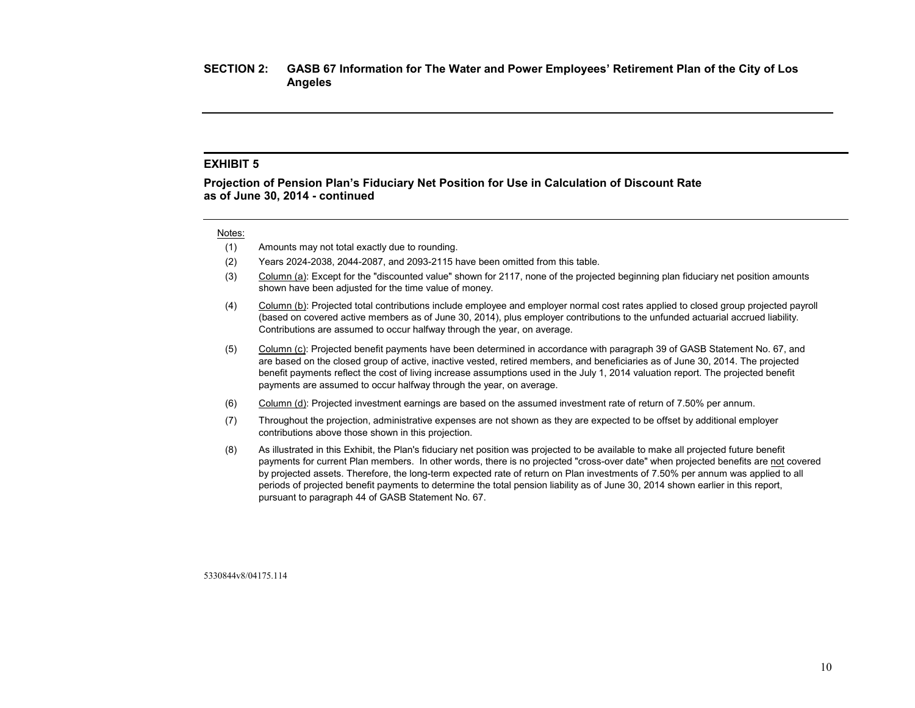## SECTION 2: GASB 67 Information for The Water and Power Employees' Retirement Plan of the City of Los Angeles

### EXHIBIT 5

**Projection of Pension Plan's Fiduciary Net Position for Use in Calculation of Discount Rate as of June 30, 2014 - continued**

Notes:

(1) Amounts may not total exactly due to rounding.

(2) Years 2024-2038, 2044-2087, and 2093-2115 have been omitted from this table.

(3) Column (a): Except for the "discounted value" shown for 2117, none of the projected beginning plan fiduciary net position amounts shown have been adjusted for the time value of money.

(4) Column (b): Projected total contributions include employee and employer normal cost rates applied to closed group projected payroll (based on covered active members as of June 30, 2014), plus employer contributions to the unfunded actuarial accrued liability. Contributions are assumed to occur halfway through the year, on average.

(5) Column (c): Projected benefit payments have been determined in accordance with paragraph 39 of GASB Statement No. 67, and are based on the closed group of active, inactive vested, retired members, and beneficiaries as of June 30, 2014. The projected benefit payments reflect the cost of living increase assumptions used in the July 1, 2014 valuation report. The projected benefit payments are assumed to occur halfway through the year, on average.

(6) Column (d): Projected investment earnings are based on the assumed investment rate of return of 7.50% per annum.

(7) Throughout the projection, administrative expenses are not shown as they are expected to be offset by additional employer contributions above those shown in this projection.

(8) As illustrated in this Exhibit, the Plan's fiduciary net position was projected to be available to make all projected future benefit payments for current Plan members. In other words, there is no projected "cross-over date" when projected benefits are not covered by projected assets. Therefore, the long-term expected rate of return on Plan investments of 7.50% per annum was applied to all periods of projected benefit payments to determine the total pension liability as of June 30, 2014 shown earlier in this report, pursuant to paragraph 44 of GASB Statement No. 67.

5330844v8/04175.114